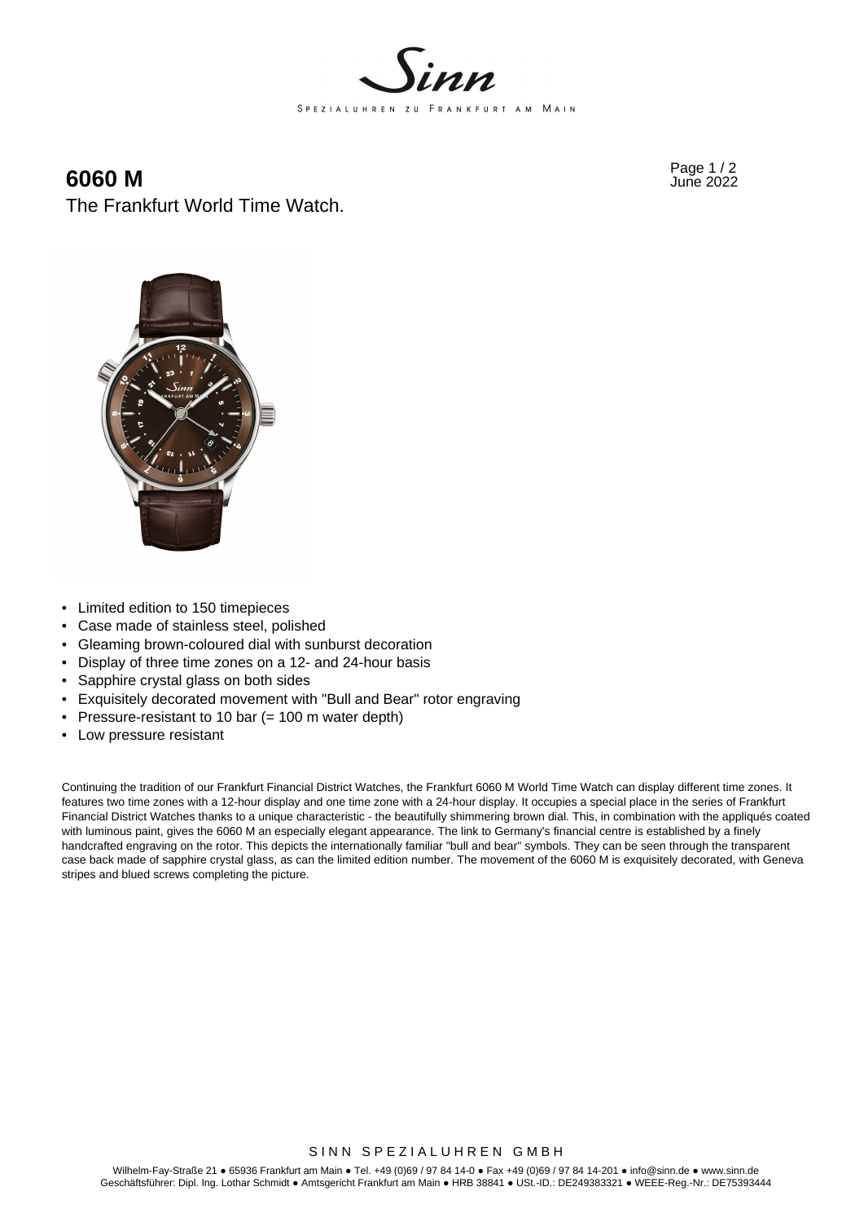# 6060 M

The Frankfurt World Time Watch.

- Limited edition to 150 timepieces
- Case made of stainless steel, polished
- Gleaming brown-coloured dial with sunburst decoration
- Display of three time zones on a 12- and 24-hour basis
- Sapphire crystal glass on both sides
- Exquisitely decorated movement with "Bull and Bear" rotor engraving
- Pressure-resistant to 10 bar (= 100 m water depth)
- Low pressure resistant

Continuing the tradition of our Frankfurt Financial District Watches, the Frankfurt 6060 M World Time Watch can display different time zones. It features two time zones with a 12-hour display and one time zone with a 24-hour display. It occupies a special place in the series of Frankfurt Financial District Watches thanks to a unique characteristic - the beautifully shimmering brown dial. This, in combination with the appliqués coated with luminous paint, gives the 6060 M an especially elegant appearance. The link to Germany's financial centre is established by a finely handcrafted engraving on the rotor. This depicts the internationally familiar "bull and bear" symbols. They can be seen through the transparent case back made of sapphire crystal glass, as can the limited edition number. The movement of the 6060 M is exquisitely decorated, with Geneva stripes and blued screws completing the picture.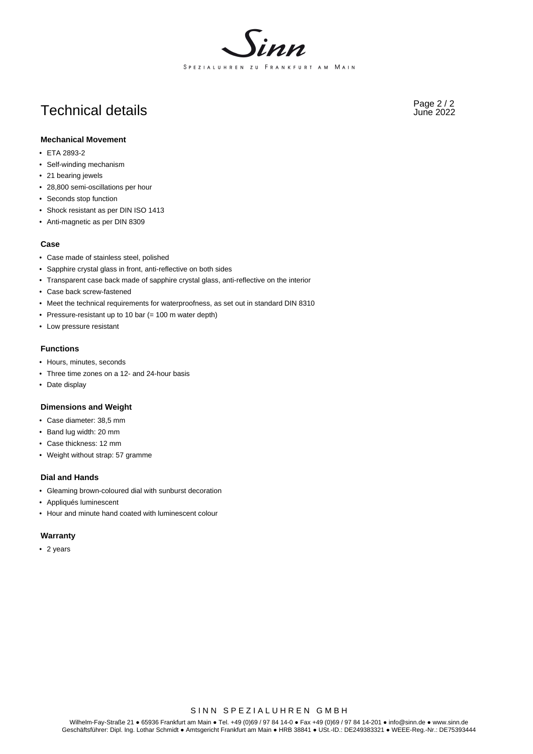# Technical details

June 2022

### Mechanical Movement

- ETA 2893-2
- Self-winding mechanism
- 21 bearing jewels
- 28,800 semi-oscillations per hour
- Seconds stop function
- Shock resistant as per DIN ISO 1413
- Anti-magnetic as per DIN 8309

### Case

- Case made of stainless steel, polished
- Sapphire crystal glass in front, anti-reflective on both sides
- Transparent case back made of sapphire crystal glass, anti-reflective on the interior
- Case back screw-fastened
- Meet the technical requirements for waterproofness, as set out in standard DIN 8310
- Pressure-resistant up to 10 bar (= 100 m water depth)
- Low pressure resistant

### Functions

- Hours, minutes, seconds
- Three time zones on a 12- and 24-hour basis
- Date display

### Dimensions and Weight

- Case diameter: 38,5 mm
- Band lug width: 20 mm
- Case thickness: 12 mm
- Weight without strap: 57 gramme

### Dial and Hands

- Gleaming brown-coloured dial with sunburst decoration
- Appliqués luminescent
- Hour and minute hand coated with luminescent colour

### Warranty

- 2 years